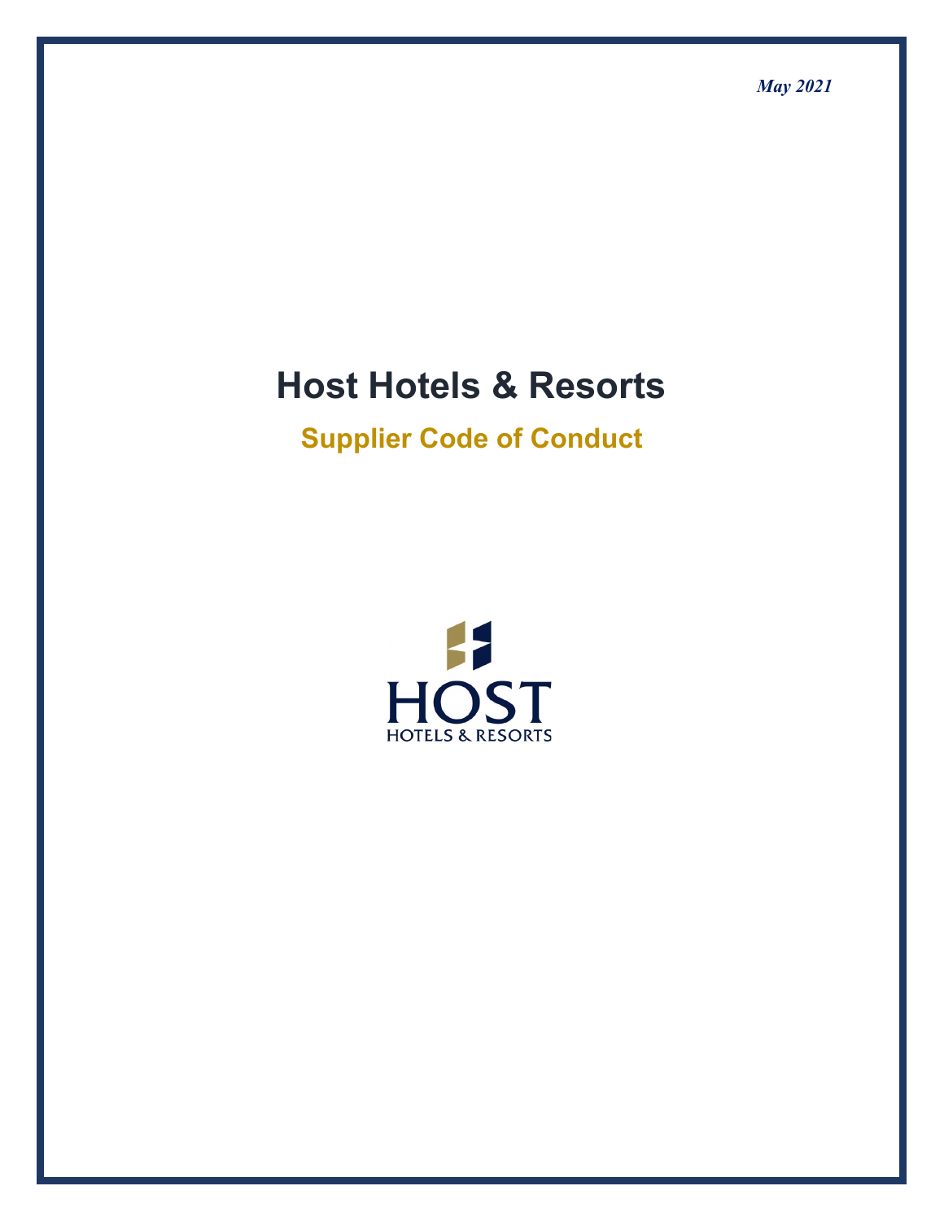*May 2021*

# Host Hotels & Resorts

## Supplier Code of Conduct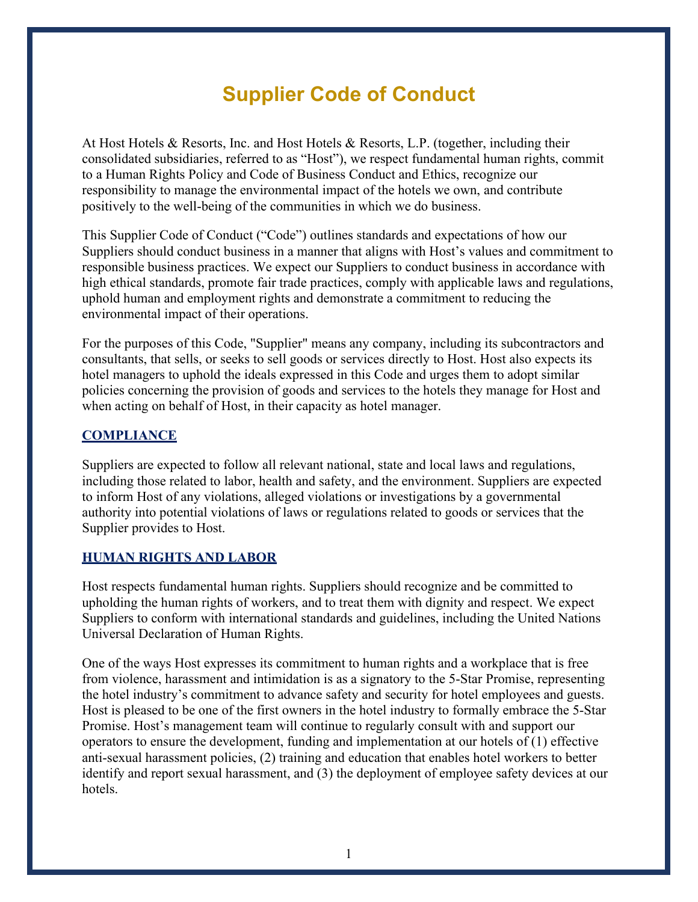# Supplier Code of Conduct

At Host Hotels & Resorts, Inc. and Host Hotels & Resorts, L.P. (together, including their consolidated subsidiaries, referred to as "Host"), we respect fundamental human rights, commit to a Human Rights Policy and Code of Business Conduct and Ethics, recognize our responsibility to manage the environmental impact of the hotels we own, and contribute positively to the well-being of the communities in which we do business.

This Supplier Code of Conduct ("Code") outlines standards and expectations of how our Suppliers should conduct business in a manner that aligns with Host's values and commitment to responsible business practices. We expect our Suppliers to conduct business in accordance with high ethical standards, promote fair trade practices, comply with applicable laws and regulations, uphold human and employment rights and demonstrate a commitment to reducing the environmental impact of their operations.

For the purposes of this Code, "Supplier" means any company, including its subcontractors and consultants, that sells, or seeks to sell goods or services directly to Host. Host also expects its hotel managers to uphold the ideals expressed in this Code and urges them to adopt similar policies concerning the provision of goods and services to the hotels they manage for Host and when acting on behalf of Host, in their capacity as hotel manager.

## COMPLIANCE

Suppliers are expected to follow all relevant national, state and local laws and regulations, including those related to labor, health and safety, and the environment. Suppliers are expected to inform Host of any violations, alleged violations or investigations by a governmental authority into potential violations of laws or regulations related to goods or services that the Supplier provides to Host.

## HUMAN RIGHTS AND LABOR

Host respects fundamental human rights. Suppliers should recognize and be committed to upholding the human rights of workers, and to treat them with dignity and respect. We expect Suppliers to conform with international standards and guidelines, including the United Nations Universal Declaration of Human Rights.

One of the ways Host expresses its commitment to human rights and a workplace that is free from violence, harassment and intimidation is as a signatory to the 5-Star Promise, representing the hotel industry's commitment to advance safety and security for hotel employees and guests. Host is pleased to be one of the first owners in the hotel industry to formally embrace the 5-Star Promise. Host's management team will continue to regularly consult with and support our operators to ensure the development, funding and implementation at our hotels of (1) effective anti-sexual harassment policies, (2) training and education that enables hotel workers to better identify and report sexual harassment, and (3) the deployment of employee safety devices at our hotels.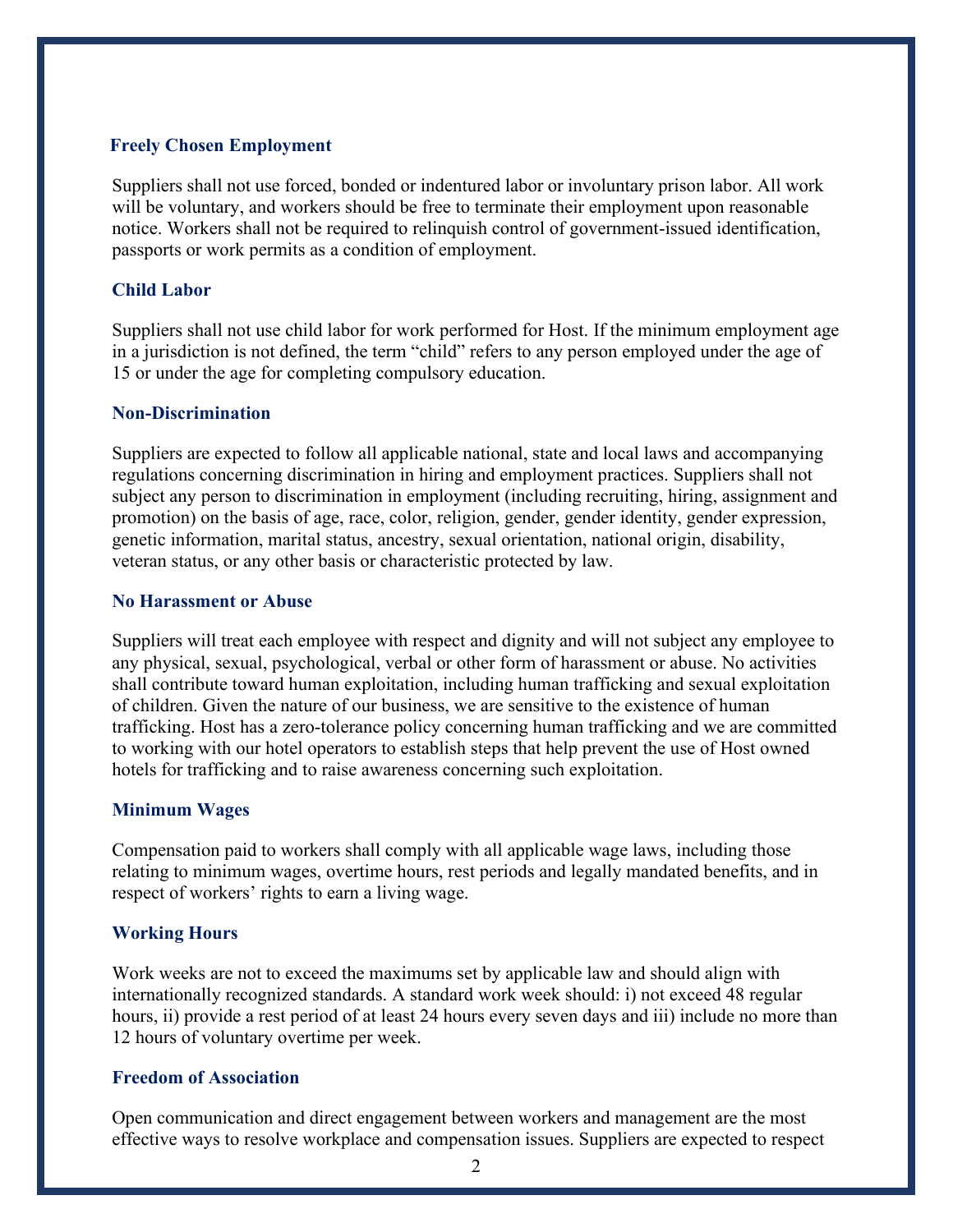### Freely Chosen Employment

Suppliers shall not use forced, bonded or indentured labor or involuntary prison labor. All work will be voluntary, and workers should be free to terminate their employment upon reasonable notice. Workers shall not be required to relinquish control of government-issued identification, passports or work permits as a condition of employment.

### Child Labor

Suppliers shall not use child labor for work performed for Host. If the minimum employment age in a jurisdiction is not defined, the term "child" refers to any person employed under the age of 15 or under the age for completing compulsory education.

### Non-Discrimination

Suppliers are expected to follow all applicable national, state and local laws and accompanying regulations concerning discrimination in hiring and employment practices. Suppliers shall not subject any person to discrimination in employment (including recruiting, hiring, assignment and promotion) on the basis of age, race, color, religion, gender, gender identity, gender expression, genetic information, marital status, ancestry, sexual orientation, national origin, disability, veteran status, or any other basis or characteristic protected by law.

### No Harassment or Abuse

Suppliers will treat each employee with respect and dignity and will not subject any employee to any physical, sexual, psychological, verbal or other form of harassment or abuse. No activities shall contribute toward human exploitation, including human trafficking and sexual exploitation of children. Given the nature of our business, we are sensitive to the existence of human trafficking. Host has a zero-tolerance policy concerning human trafficking and we are committed to working with our hotel operators to establish steps that help prevent the use of Host owned hotels for trafficking and to raise awareness concerning such exploitation.

### Minimum Wages

Compensation paid to workers shall comply with all applicable wage laws, including those relating to minimum wages, overtime hours, rest periods and legally mandated benefits, and in respect of workers' rights to earn a living wage.

### Working Hours

Work weeks are not to exceed the maximums set by applicable law and should align with internationally recognized standards. A standard work week should: i) not exceed 48 regular hours, ii) provide a rest period of at least 24 hours every seven days and iii) include no more than 12 hours of voluntary overtime per week.

### Freedom of Association

Open communication and direct engagement between workers and management are the most effective ways to resolve workplace and compensation issues. Suppliers are expected to respect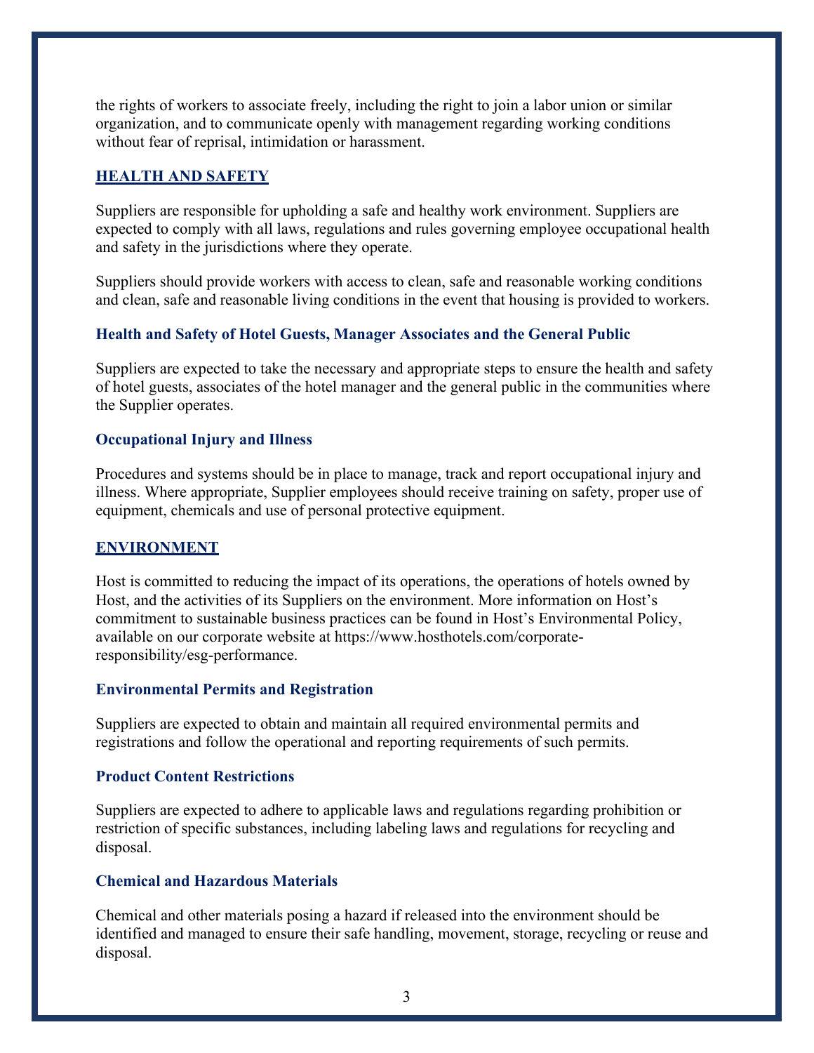the rights of workers to associate freely, including the right to join a labor union or similar organization, and to communicate openly with management regarding working conditions without fear of reprisal, intimidation or harassment.

## HEALTH AND SAFETY

Suppliers are responsible for upholding a safe and healthy work environment. Suppliers are expected to comply with all laws, regulations and rules governing employee occupational health and safety in the jurisdictions where they operate.

Suppliers should provide workers with access to clean, safe and reasonable working conditions and clean, safe and reasonable living conditions in the event that housing is provided to workers.

### Health and Safety of Hotel Guests, Manager Associates and the General Public

Suppliers are expected to take the necessary and appropriate steps to ensure the health and safety of hotel guests, associates of the hotel manager and the general public in the communities where the Supplier operates.

### Occupational Injury and Illness

Procedures and systems should be in place to manage, track and report occupational injury and illness. Where appropriate, Supplier employees should receive training on safety, proper use of equipment, chemicals and use of personal protective equipment.

## ENVIRONMENT

Host is committed to reducing the impact of its operations, the operations of hotels owned by Host, and the activities of its Suppliers on the environment. More information on Host's commitment to sustainable business practices can be found in Host's Environmental Policy, available on our corporate website at https://www.hosthotels.com/corporate-responsibility/esg-performance.

### Environmental Permits and Registration

Suppliers are expected to obtain and maintain all required environmental permits and registrations and follow the operational and reporting requirements of such permits.

### Product Content Restrictions

Suppliers are expected to adhere to applicable laws and regulations regarding prohibition or restriction of specific substances, including labeling laws and regulations for recycling and disposal.

### Chemical and Hazardous Materials

Chemical and other materials posing a hazard if released into the environment should be identified and managed to ensure their safe handling, movement, storage, recycling or reuse and disposal.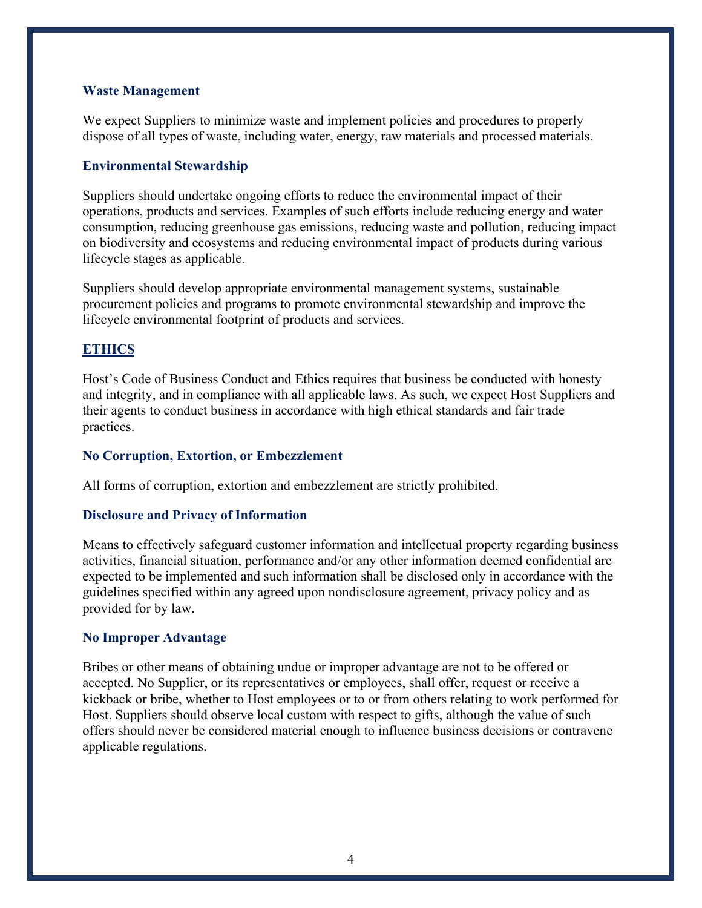### Waste Management

We expect Suppliers to minimize waste and implement policies and procedures to properly dispose of all types of waste, including water, energy, raw materials and processed materials.

### Environmental Stewardship

Suppliers should undertake ongoing efforts to reduce the environmental impact of their operations, products and services. Examples of such efforts include reducing energy and water consumption, reducing greenhouse gas emissions, reducing waste and pollution, reducing impact on biodiversity and ecosystems and reducing environmental impact of products during various lifecycle stages as applicable.

Suppliers should develop appropriate environmental management systems, sustainable procurement policies and programs to promote environmental stewardship and improve the lifecycle environmental footprint of products and services.

## ETHICS

Host's Code of Business Conduct and Ethics requires that business be conducted with honesty and integrity, and in compliance with all applicable laws. As such, we expect Host Suppliers and their agents to conduct business in accordance with high ethical standards and fair trade practices.

### No Corruption, Extortion, or Embezzlement

All forms of corruption, extortion and embezzlement are strictly prohibited.

### Disclosure and Privacy of Information

Means to effectively safeguard customer information and intellectual property regarding business activities, financial situation, performance and/or any other information deemed confidential are expected to be implemented and such information shall be disclosed only in accordance with the guidelines specified within any agreed upon nondisclosure agreement, privacy policy and as provided for by law.

### No Improper Advantage

Bribes or other means of obtaining undue or improper advantage are not to be offered or accepted. No Supplier, or its representatives or employees, shall offer, request or receive a kickback or bribe, whether to Host employees or to or from others relating to work performed for Host. Suppliers should observe local custom with respect to gifts, although the value of such offers should never be considered material enough to influence business decisions or contravene applicable regulations.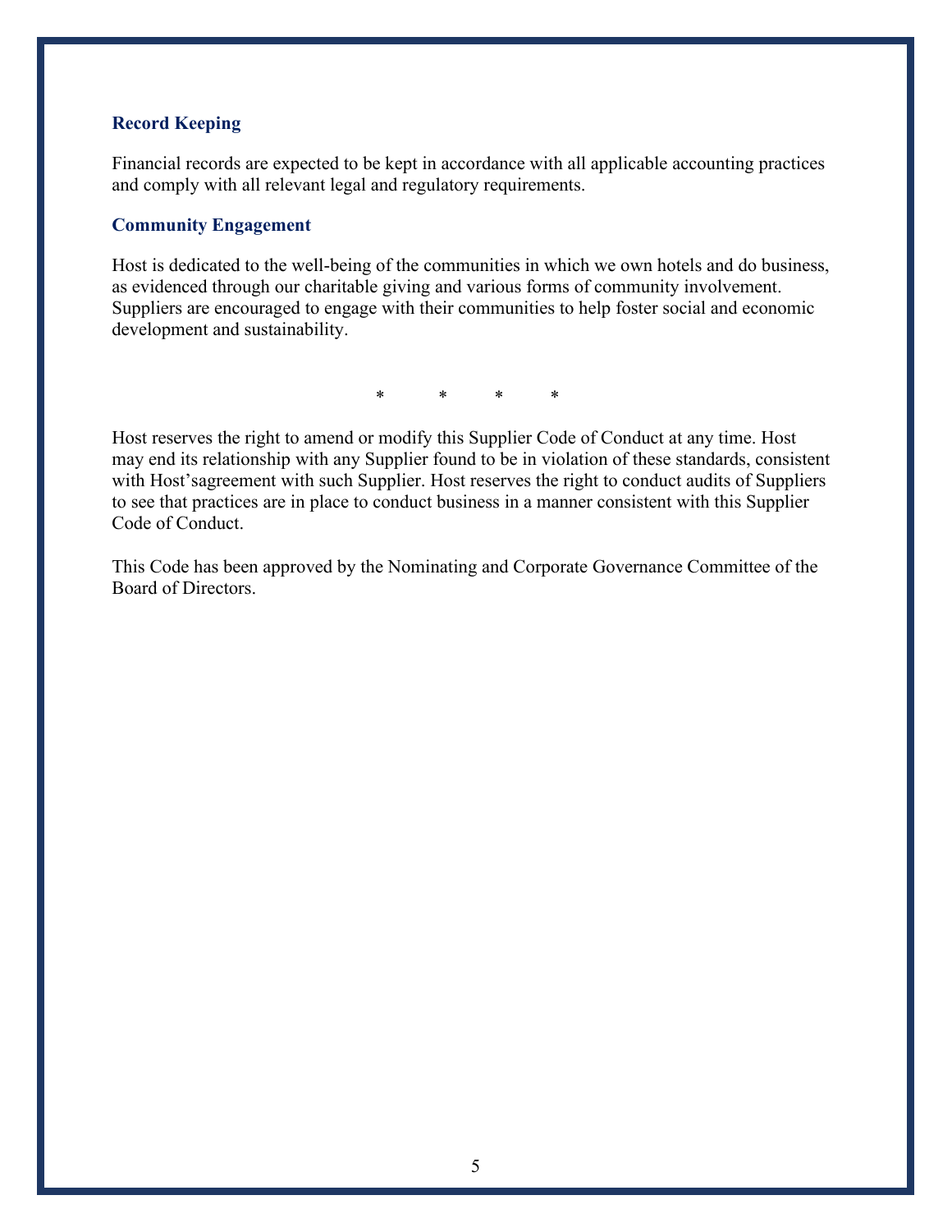### Record Keeping

Financial records are expected to be kept in accordance with all applicable accounting practices and comply with all relevant legal and regulatory requirements.

### Community Engagement

Host is dedicated to the well-being of the communities in which we own hotels and do business, as evidenced through our charitable giving and various forms of community involvement. Suppliers are encouraged to engage with their communities to help foster social and economic development and sustainability.

\* \* \* \*

Host reserves the right to amend or modify this Supplier Code of Conduct at any time. Host may end its relationship with any Supplier found to be in violation of these standards, consistent with Host'sagreement with such Supplier. Host reserves the right to conduct audits of Suppliers to see that practices are in place to conduct business in a manner consistent with this Supplier Code of Conduct.

This Code has been approved by the Nominating and Corporate Governance Committee of the Board of Directors.